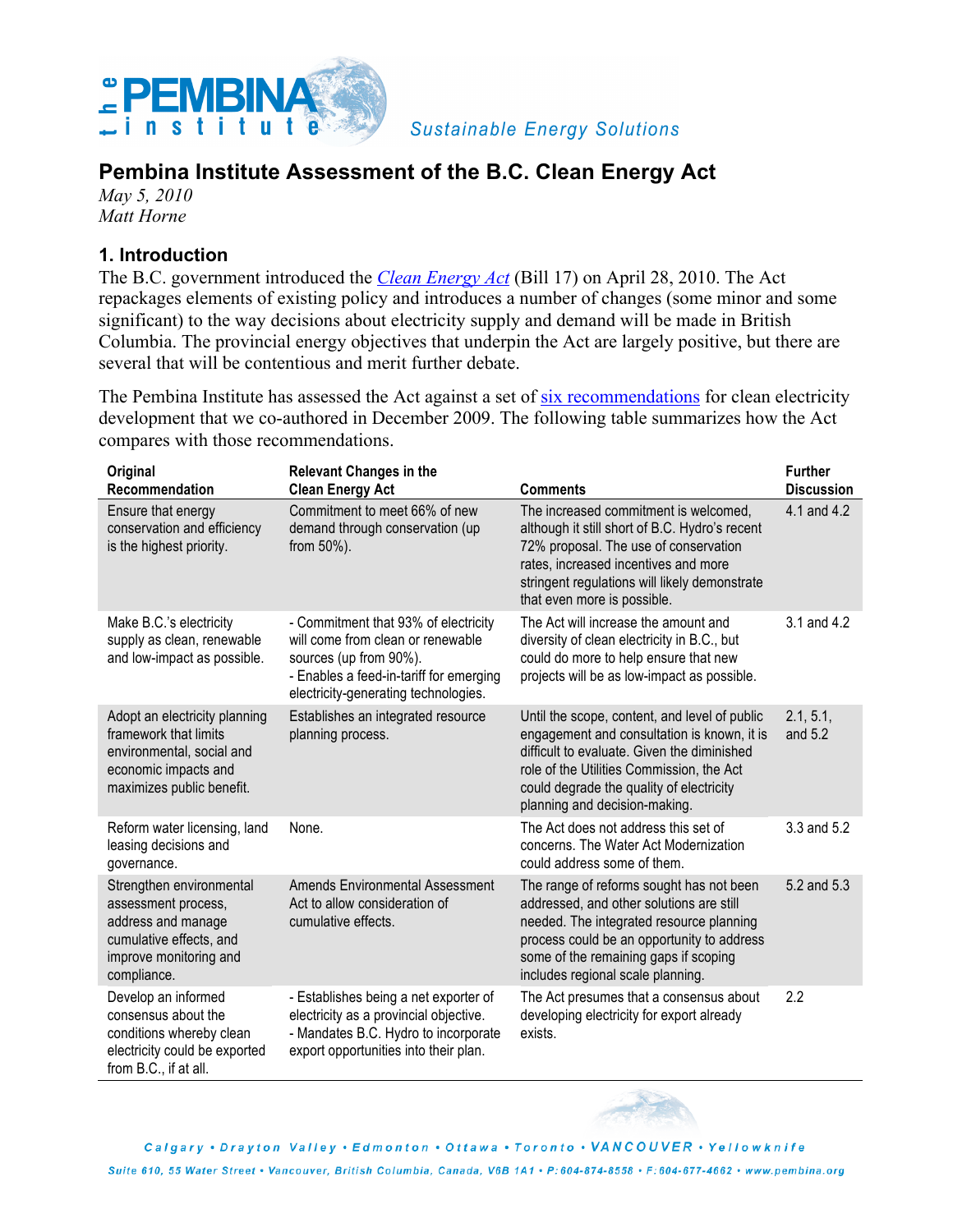# Pembina Institute Assessment of the B.C. Clean Energy Act

*May 5, 2010*
*Matt Horne*

## 1. Introduction

The B.C. government introduced the *Clean Energy Act* (Bill 17) on April 28, 2010. The Act repackages elements of existing policy and introduces a number of changes (some minor and some significant) to the way decisions about electricity supply and demand will be made in British Columbia. The provincial energy objectives that underpin the Act are largely positive, but there are several that will be contentious and merit further debate.

The Pembina Institute has assessed the Act against a set of six recommendations for clean electricity development that we co-authored in December 2009. The following table summarizes how the Act compares with those recommendations.

| Original Recommendation | Relevant Changes in the Clean Energy Act | Comments | Further Discussion |
|---|---|---|---|
| Ensure that energy conservation and efficiency is the highest priority. | Commitment to meet 66% of new demand through conservation (up from 50%). | The increased commitment is welcomed, although it still short of B.C. Hydro's recent 72% proposal. The use of conservation rates, increased incentives and more stringent regulations will likely demonstrate that even more is possible. | 4.1 and 4.2 |
| Make B.C.'s electricity supply as clean, renewable and low-impact as possible. | - Commitment that 93% of electricity will come from clean or renewable sources (up from 90%).<br>- Enables a feed-in-tariff for emerging electricity-generating technologies. | The Act will increase the amount and diversity of clean electricity in B.C., but could do more to help ensure that new projects will be as low-impact as possible. | 3.1 and 4.2 |
| Adopt an electricity planning framework that limits environmental, social and economic impacts and maximizes public benefit. | Establishes an integrated resource planning process. | Until the scope, content, and level of public engagement and consultation is known, it is difficult to evaluate. Given the diminished role of the Utilities Commission, the Act could degrade the quality of electricity planning and decision-making. | 2.1, 5.1, and 5.2 |
| Reform water licensing, land leasing decisions and governance. | None. | The Act does not address this set of concerns. The Water Act Modernization could address some of them. | 3.3 and 5.2 |
| Strengthen environmental assessment process, address and manage cumulative effects, and improve monitoring and compliance. | Amends Environmental Assessment Act to allow consideration of cumulative effects. | The range of reforms sought has not been addressed, and other solutions are still needed. The integrated resource planning process could be an opportunity to address some of the remaining gaps if scoping includes regional scale planning. | 5.2 and 5.3 |
| Develop an informed consensus about the conditions whereby clean electricity could be exported from B.C., if at all. | - Establishes being a net exporter of electricity as a provincial objective.<br>- Mandates B.C. Hydro to incorporate export opportunities into their plan. | The Act presumes that a consensus about developing electricity for export already exists. | 2.2 |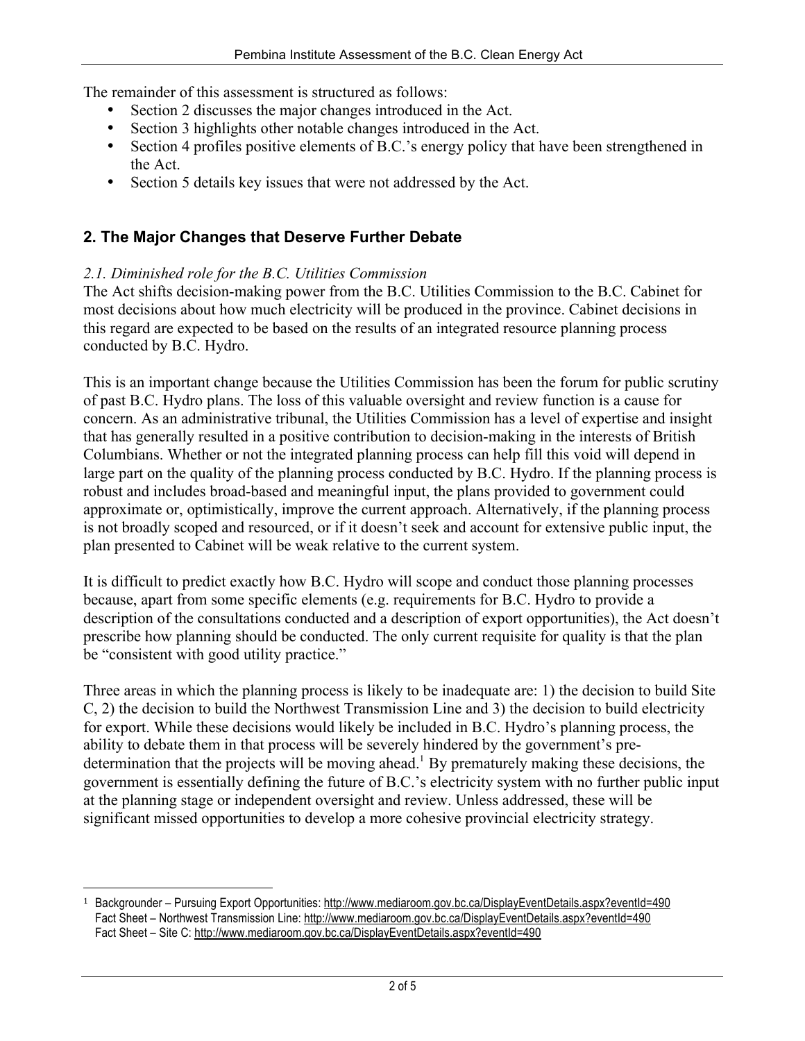The remainder of this assessment is structured as follows:

- Section 2 discusses the major changes introduced in the Act.
- Section 3 highlights other notable changes introduced in the Act.
- Section 4 profiles positive elements of B.C.'s energy policy that have been strengthened in the Act.
- Section 5 details key issues that were not addressed by the Act.

## 2. The Major Changes that Deserve Further Debate

### *2.1. Diminished role for the B.C. Utilities Commission*

The Act shifts decision-making power from the B.C. Utilities Commission to the B.C. Cabinet for most decisions about how much electricity will be produced in the province. Cabinet decisions in this regard are expected to be based on the results of an integrated resource planning process conducted by B.C. Hydro.

This is an important change because the Utilities Commission has been the forum for public scrutiny of past B.C. Hydro plans. The loss of this valuable oversight and review function is a cause for concern. As an administrative tribunal, the Utilities Commission has a level of expertise and insight that has generally resulted in a positive contribution to decision-making in the interests of British Columbians. Whether or not the integrated planning process can help fill this void will depend in large part on the quality of the planning process conducted by B.C. Hydro. If the planning process is robust and includes broad-based and meaningful input, the plans provided to government could approximate or, optimistically, improve the current approach. Alternatively, if the planning process is not broadly scoped and resourced, or if it doesn't seek and account for extensive public input, the plan presented to Cabinet will be weak relative to the current system.

It is difficult to predict exactly how B.C. Hydro will scope and conduct those planning processes because, apart from some specific elements (e.g. requirements for B.C. Hydro to provide a description of the consultations conducted and a description of export opportunities), the Act doesn't prescribe how planning should be conducted. The only current requisite for quality is that the plan be "consistent with good utility practice."

Three areas in which the planning process is likely to be inadequate are: 1) the decision to build Site C, 2) the decision to build the Northwest Transmission Line and 3) the decision to build electricity for export. While these decisions would likely be included in B.C. Hydro's planning process, the ability to debate them in that process will be severely hindered by the government's pre-determination that the projects will be moving ahead.[1] By prematurely making these decisions, the government is essentially defining the future of B.C.'s electricity system with no further public input at the planning stage or independent oversight and review. Unless addressed, these will be significant missed opportunities to develop a more cohesive provincial electricity strategy.

---

[1] Backgrounder – Pursuing Export Opportunities: http://www.mediaroom.gov.bc.ca/DisplayEventDetails.aspx?eventId=490
Fact Sheet – Northwest Transmission Line: http://www.mediaroom.gov.bc.ca/DisplayEventDetails.aspx?eventId=490
Fact Sheet – Site C: http://www.mediaroom.gov.bc.ca/DisplayEventDetails.aspx?eventId=490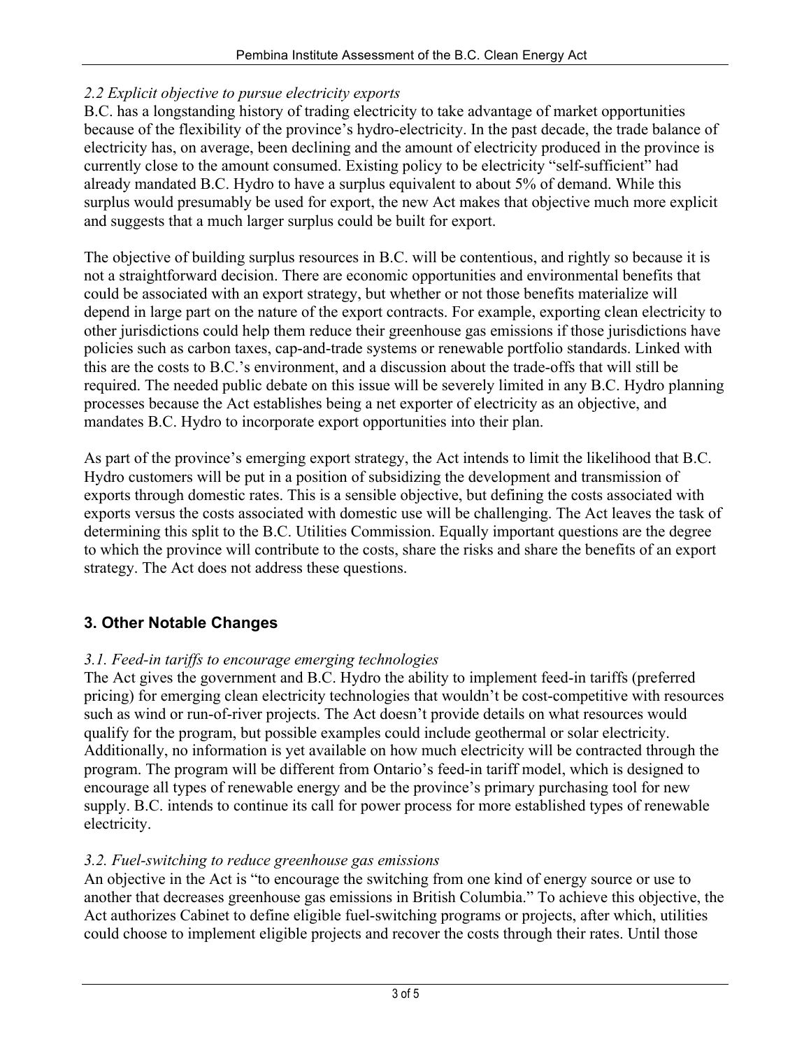*2.2 Explicit objective to pursue electricity exports*

B.C. has a longstanding history of trading electricity to take advantage of market opportunities because of the flexibility of the province's hydro-electricity. In the past decade, the trade balance of electricity has, on average, been declining and the amount of electricity produced in the province is currently close to the amount consumed. Existing policy to be electricity "self-sufficient" had already mandated B.C. Hydro to have a surplus equivalent to about 5% of demand. While this surplus would presumably be used for export, the new Act makes that objective much more explicit and suggests that a much larger surplus could be built for export.

The objective of building surplus resources in B.C. will be contentious, and rightly so because it is not a straightforward decision. There are economic opportunities and environmental benefits that could be associated with an export strategy, but whether or not those benefits materialize will depend in large part on the nature of the export contracts. For example, exporting clean electricity to other jurisdictions could help them reduce their greenhouse gas emissions if those jurisdictions have policies such as carbon taxes, cap-and-trade systems or renewable portfolio standards. Linked with this are the costs to B.C.'s environment, and a discussion about the trade-offs that will still be required. The needed public debate on this issue will be severely limited in any B.C. Hydro planning processes because the Act establishes being a net exporter of electricity as an objective, and mandates B.C. Hydro to incorporate export opportunities into their plan.

As part of the province's emerging export strategy, the Act intends to limit the likelihood that B.C. Hydro customers will be put in a position of subsidizing the development and transmission of exports through domestic rates. This is a sensible objective, but defining the costs associated with exports versus the costs associated with domestic use will be challenging. The Act leaves the task of determining this split to the B.C. Utilities Commission. Equally important questions are the degree to which the province will contribute to the costs, share the risks and share the benefits of an export strategy. The Act does not address these questions.

## 3. Other Notable Changes

*3.1. Feed-in tariffs to encourage emerging technologies*

The Act gives the government and B.C. Hydro the ability to implement feed-in tariffs (preferred pricing) for emerging clean electricity technologies that wouldn't be cost-competitive with resources such as wind or run-of-river projects. The Act doesn't provide details on what resources would qualify for the program, but possible examples could include geothermal or solar electricity. Additionally, no information is yet available on how much electricity will be contracted through the program. The program will be different from Ontario's feed-in tariff model, which is designed to encourage all types of renewable energy and be the province's primary purchasing tool for new supply. B.C. intends to continue its call for power process for more established types of renewable electricity.

*3.2. Fuel-switching to reduce greenhouse gas emissions*

An objective in the Act is "to encourage the switching from one kind of energy source or use to another that decreases greenhouse gas emissions in British Columbia." To achieve this objective, the Act authorizes Cabinet to define eligible fuel-switching programs or projects, after which, utilities could choose to implement eligible projects and recover the costs through their rates. Until those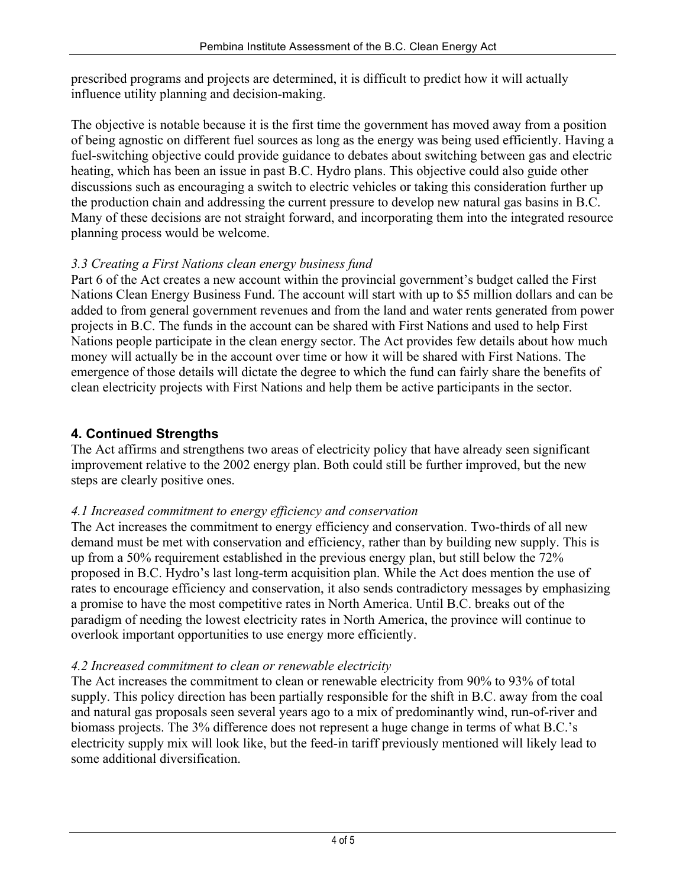prescribed programs and projects are determined, it is difficult to predict how it will actually influence utility planning and decision-making.

The objective is notable because it is the first time the government has moved away from a position of being agnostic on different fuel sources as long as the energy was being used efficiently. Having a fuel-switching objective could provide guidance to debates about switching between gas and electric heating, which has been an issue in past B.C. Hydro plans. This objective could also guide other discussions such as encouraging a switch to electric vehicles or taking this consideration further up the production chain and addressing the current pressure to develop new natural gas basins in B.C. Many of these decisions are not straight forward, and incorporating them into the integrated resource planning process would be welcome.

### *3.3 Creating a First Nations clean energy business fund*

Part 6 of the Act creates a new account within the provincial government's budget called the First Nations Clean Energy Business Fund. The account will start with up to $5 million dollars and can be added to from general government revenues and from the land and water rents generated from power projects in B.C. The funds in the account can be shared with First Nations and used to help First Nations people participate in the clean energy sector. The Act provides few details about how much money will actually be in the account over time or how it will be shared with First Nations. The emergence of those details will dictate the degree to which the fund can fairly share the benefits of clean electricity projects with First Nations and help them be active participants in the sector.

## 4. Continued Strengths

The Act affirms and strengthens two areas of electricity policy that have already seen significant improvement relative to the 2002 energy plan. Both could still be further improved, but the new steps are clearly positive ones.

### *4.1 Increased commitment to energy efficiency and conservation*

The Act increases the commitment to energy efficiency and conservation. Two-thirds of all new demand must be met with conservation and efficiency, rather than by building new supply. This is up from a 50% requirement established in the previous energy plan, but still below the 72% proposed in B.C. Hydro's last long-term acquisition plan. While the Act does mention the use of rates to encourage efficiency and conservation, it also sends contradictory messages by emphasizing a promise to have the most competitive rates in North America. Until B.C. breaks out of the paradigm of needing the lowest electricity rates in North America, the province will continue to overlook important opportunities to use energy more efficiently.

### *4.2 Increased commitment to clean or renewable electricity*

The Act increases the commitment to clean or renewable electricity from 90% to 93% of total supply. This policy direction has been partially responsible for the shift in B.C. away from the coal and natural gas proposals seen several years ago to a mix of predominantly wind, run-of-river and biomass projects. The 3% difference does not represent a huge change in terms of what B.C.'s electricity supply mix will look like, but the feed-in tariff previously mentioned will likely lead to some additional diversification.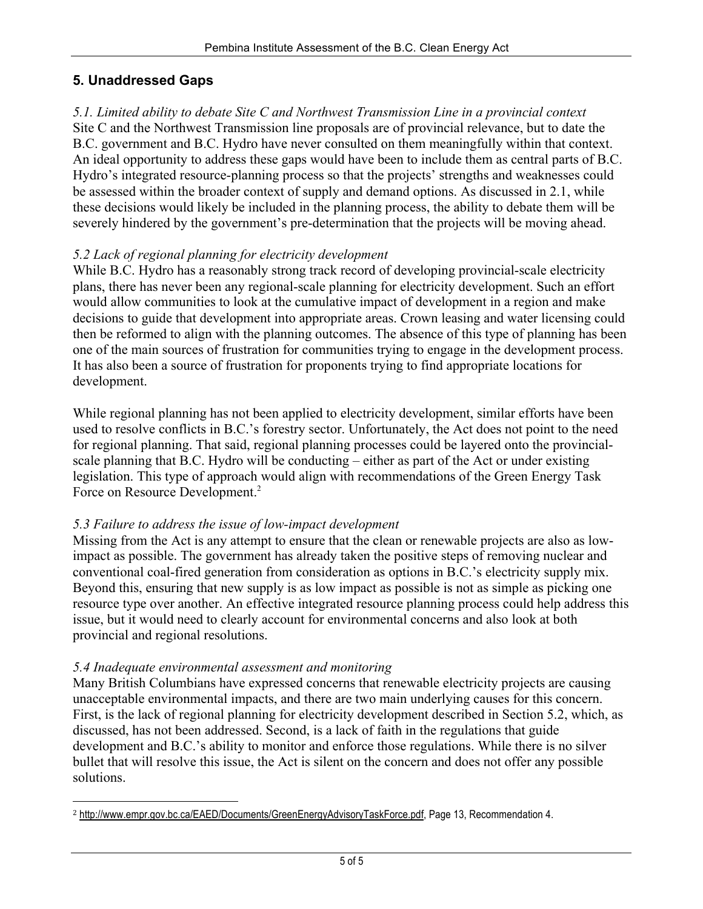## 5. Unaddressed Gaps

### *5.1. Limited ability to debate Site C and Northwest Transmission Line in a provincial context*

Site C and the Northwest Transmission line proposals are of provincial relevance, but to date the B.C. government and B.C. Hydro have never consulted on them meaningfully within that context. An ideal opportunity to address these gaps would have been to include them as central parts of B.C. Hydro's integrated resource-planning process so that the projects' strengths and weaknesses could be assessed within the broader context of supply and demand options. As discussed in 2.1, while these decisions would likely be included in the planning process, the ability to debate them will be severely hindered by the government's pre-determination that the projects will be moving ahead.

### *5.2 Lack of regional planning for electricity development*

While B.C. Hydro has a reasonably strong track record of developing provincial-scale electricity plans, there has never been any regional-scale planning for electricity development. Such an effort would allow communities to look at the cumulative impact of development in a region and make decisions to guide that development into appropriate areas. Crown leasing and water licensing could then be reformed to align with the planning outcomes. The absence of this type of planning has been one of the main sources of frustration for communities trying to engage in the development process. It has also been a source of frustration for proponents trying to find appropriate locations for development.

While regional planning has not been applied to electricity development, similar efforts have been used to resolve conflicts in B.C.'s forestry sector. Unfortunately, the Act does not point to the need for regional planning. That said, regional planning processes could be layered onto the provincial-scale planning that B.C. Hydro will be conducting – either as part of the Act or under existing legislation. This type of approach would align with recommendations of the Green Energy Task Force on Resource Development.[2]

### *5.3 Failure to address the issue of low-impact development*

Missing from the Act is any attempt to ensure that the clean or renewable projects are also as low-impact as possible. The government has already taken the positive steps of removing nuclear and conventional coal-fired generation from consideration as options in B.C.'s electricity supply mix. Beyond this, ensuring that new supply is as low impact as possible is not as simple as picking one resource type over another. An effective integrated resource planning process could help address this issue, but it would need to clearly account for environmental concerns and also look at both provincial and regional resolutions.

### *5.4 Inadequate environmental assessment and monitoring*

Many British Columbians have expressed concerns that renewable electricity projects are causing unacceptable environmental impacts, and there are two main underlying causes for this concern. First, is the lack of regional planning for electricity development described in Section 5.2, which, as discussed, has not been addressed. Second, is a lack of faith in the regulations that guide development and B.C.'s ability to monitor and enforce those regulations. While there is no silver bullet that will resolve this issue, the Act is silent on the concern and does not offer any possible solutions.

---

[2] http://www.empr.gov.bc.ca/EAED/Documents/GreenEnergyAdvisoryTaskForce.pdf, Page 13, Recommendation 4.